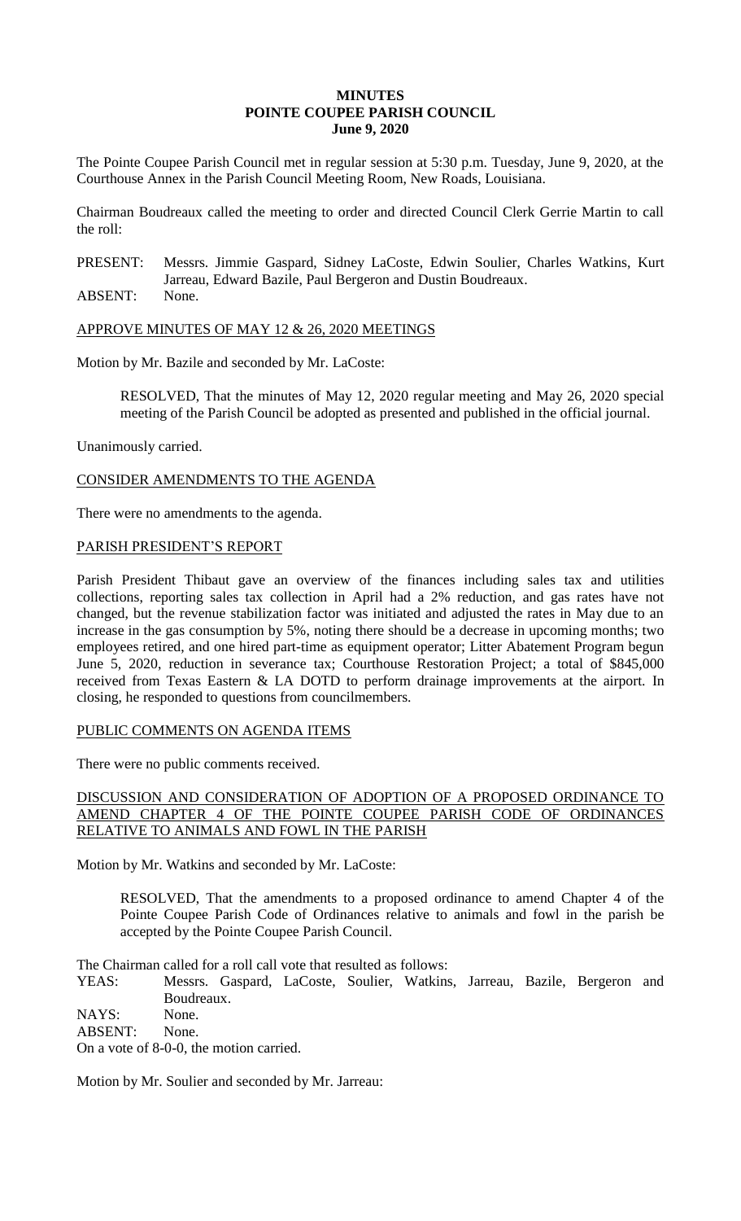# MINUTES
# POINTE COUPEE PARISH COUNCIL
## June 9, 2020

The Pointe Coupee Parish Council met in regular session at 5:30 p.m. Tuesday, June 9, 2020, at the Courthouse Annex in the Parish Council Meeting Room, New Roads, Louisiana.

Chairman Boudreaux called the meeting to order and directed Council Clerk Gerrie Martin to call the roll:

PRESENT: Messrs. Jimmie Gaspard, Sidney LaCoste, Edwin Soulier, Charles Watkins, Kurt Jarreau, Edward Bazile, Paul Bergeron and Dustin Boudreaux.
ABSENT: None.

APPROVE MINUTES OF MAY 12 & 26, 2020 MEETINGS

Motion by Mr. Bazile and seconded by Mr. LaCoste:

> RESOLVED, That the minutes of May 12, 2020 regular meeting and May 26, 2020 special meeting of the Parish Council be adopted as presented and published in the official journal.

Unanimously carried.

CONSIDER AMENDMENTS TO THE AGENDA

There were no amendments to the agenda.

PARISH PRESIDENT'S REPORT

Parish President Thibaut gave an overview of the finances including sales tax and utilities collections, reporting sales tax collection in April had a 2% reduction, and gas rates have not changed, but the revenue stabilization factor was initiated and adjusted the rates in May due to an increase in the gas consumption by 5%, noting there should be a decrease in upcoming months; two employees retired, and one hired part-time as equipment operator; Litter Abatement Program begun June 5, 2020, reduction in severance tax; Courthouse Restoration Project; a total of $845,000 received from Texas Eastern & LA DOTD to perform drainage improvements at the airport. In closing, he responded to questions from councilmembers.

PUBLIC COMMENTS ON AGENDA ITEMS

There were no public comments received.

DISCUSSION AND CONSIDERATION OF ADOPTION OF A PROPOSED ORDINANCE TO AMEND CHAPTER 4 OF THE POINTE COUPEE PARISH CODE OF ORDINANCES RELATIVE TO ANIMALS AND FOWL IN THE PARISH

Motion by Mr. Watkins and seconded by Mr. LaCoste:

> RESOLVED, That the amendments to a proposed ordinance to amend Chapter 4 of the Pointe Coupee Parish Code of Ordinances relative to animals and fowl in the parish be accepted by the Pointe Coupee Parish Council.

The Chairman called for a roll call vote that resulted as follows:
YEAS: Messrs. Gaspard, LaCoste, Soulier, Watkins, Jarreau, Bazile, Bergeron and Boudreaux.
NAYS: None.
ABSENT: None.
On a vote of 8-0-0, the motion carried.

Motion by Mr. Soulier and seconded by Mr. Jarreau: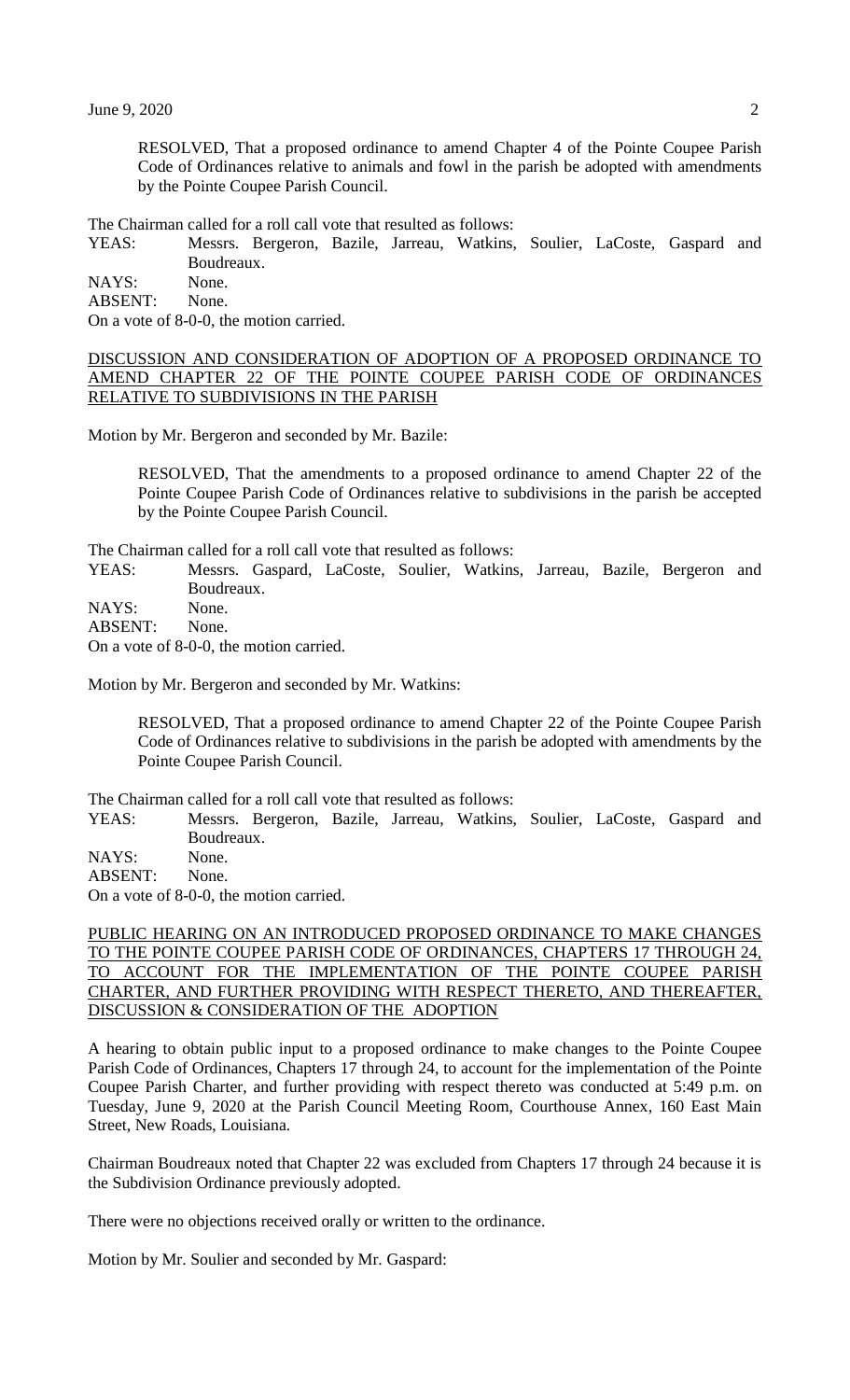RESOLVED, That a proposed ordinance to amend Chapter 4 of the Pointe Coupee Parish Code of Ordinances relative to animals and fowl in the parish be adopted with amendments by the Pointe Coupee Parish Council.

The Chairman called for a roll call vote that resulted as follows:

YEAS: Messrs. Bergeron, Bazile, Jarreau, Watkins, Soulier, LaCoste, Gaspard and Boudreaux.
NAYS: None.
ABSENT: None.

On a vote of 8-0-0, the motion carried.

<u>DISCUSSION AND CONSIDERATION OF ADOPTION OF A PROPOSED ORDINANCE TO AMEND CHAPTER 22 OF THE POINTE COUPEE PARISH CODE OF ORDINANCES RELATIVE TO SUBDIVISIONS IN THE PARISH</u>

Motion by Mr. Bergeron and seconded by Mr. Bazile:

RESOLVED, That the amendments to a proposed ordinance to amend Chapter 22 of the Pointe Coupee Parish Code of Ordinances relative to subdivisions in the parish be accepted by the Pointe Coupee Parish Council.

The Chairman called for a roll call vote that resulted as follows:

YEAS: Messrs. Gaspard, LaCoste, Soulier, Watkins, Jarreau, Bazile, Bergeron and Boudreaux.
NAYS: None.
ABSENT: None.

On a vote of 8-0-0, the motion carried.

Motion by Mr. Bergeron and seconded by Mr. Watkins:

RESOLVED, That a proposed ordinance to amend Chapter 22 of the Pointe Coupee Parish Code of Ordinances relative to subdivisions in the parish be adopted with amendments by the Pointe Coupee Parish Council.

The Chairman called for a roll call vote that resulted as follows:

YEAS: Messrs. Bergeron, Bazile, Jarreau, Watkins, Soulier, LaCoste, Gaspard and Boudreaux.
NAYS: None.
ABSENT: None.

On a vote of 8-0-0, the motion carried.

<u>PUBLIC HEARING ON AN INTRODUCED PROPOSED ORDINANCE TO MAKE CHANGES TO THE POINTE COUPEE PARISH CODE OF ORDINANCES, CHAPTERS 17 THROUGH 24, TO ACCOUNT FOR THE IMPLEMENTATION OF THE POINTE COUPEE PARISH CHARTER, AND FURTHER PROVIDING WITH RESPECT THERETO, AND THEREAFTER, DISCUSSION & CONSIDERATION OF THE ADOPTION</u>

A hearing to obtain public input to a proposed ordinance to make changes to the Pointe Coupee Parish Code of Ordinances, Chapters 17 through 24, to account for the implementation of the Pointe Coupee Parish Charter, and further providing with respect thereto was conducted at 5:49 p.m. on Tuesday, June 9, 2020 at the Parish Council Meeting Room, Courthouse Annex, 160 East Main Street, New Roads, Louisiana.

Chairman Boudreaux noted that Chapter 22 was excluded from Chapters 17 through 24 because it is the Subdivision Ordinance previously adopted.

There were no objections received orally or written to the ordinance.

Motion by Mr. Soulier and seconded by Mr. Gaspard: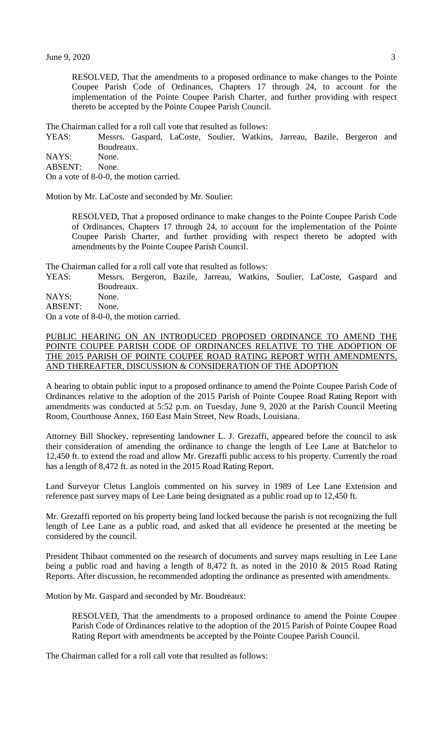RESOLVED, That the amendments to a proposed ordinance to make changes to the Pointe Coupee Parish Code of Ordinances, Chapters 17 through 24, to account for the implementation of the Pointe Coupee Parish Charter, and further providing with respect thereto be accepted by the Pointe Coupee Parish Council.

The Chairman called for a roll call vote that resulted as follows:

YEAS: Messrs. Gaspard, LaCoste, Soulier, Watkins, Jarreau, Bazile, Bergeron and Boudreaux.
NAYS: None.
ABSENT: None.
On a vote of 8-0-0, the motion carried.

Motion by Mr. LaCoste and seconded by Mr. Soulier:

RESOLVED, That a proposed ordinance to make changes to the Pointe Coupee Parish Code of Ordinances, Chapters 17 through 24, to account for the implementation of the Pointe Coupee Parish Charter, and further providing with respect thereto be adopted with amendments by the Pointe Coupee Parish Council.

The Chairman called for a roll call vote that resulted as follows:

YEAS: Messrs. Bergeron, Bazile, Jarreau, Watkins, Soulier, LaCoste, Gaspard and Boudreaux.
NAYS: None.
ABSENT: None.
On a vote of 8-0-0, the motion carried.

PUBLIC HEARING ON AN INTRODUCED PROPOSED ORDINANCE TO AMEND THE POINTE COUPEE PARISH CODE OF ORDINANCES RELATIVE TO THE ADOPTION OF THE 2015 PARISH OF POINTE COUPEE ROAD RATING REPORT WITH AMENDMENTS, AND THEREAFTER, DISCUSSION & CONSIDERATION OF THE ADOPTION

A hearing to obtain public input to a proposed ordinance to amend the Pointe Coupee Parish Code of Ordinances relative to the adoption of the 2015 Parish of Pointe Coupee Road Rating Report with amendments was conducted at 5:52 p.m. on Tuesday, June 9, 2020 at the Parish Council Meeting Room, Courthouse Annex, 160 East Main Street, New Roads, Louisiana.

Attorney Bill Shockey, representing landowner L. J. Grezaffi, appeared before the council to ask their consideration of amending the ordinance to change the length of Lee Lane at Batchelor to 12,450 ft. to extend the road and allow Mr. Grezaffi public access to his property. Currently the road has a length of 8,472 ft. as noted in the 2015 Road Rating Report.

Land Surveyor Cletus Langlois commented on his survey in 1989 of Lee Lane Extension and reference past survey maps of Lee Lane being designated as a public road up to 12,450 ft.

Mr. Grezaffi reported on his property being land locked because the parish is not recognizing the full length of Lee Lane as a public road, and asked that all evidence he presented at the meeting be considered by the council.

President Thibaut commented on the research of documents and survey maps resulting in Lee Lane being a public road and having a length of 8,472 ft. as noted in the 2010 & 2015 Road Rating Reports. After discussion, he recommended adopting the ordinance as presented with amendments.

Motion by Mr. Gaspard and seconded by Mr. Boudreaux:

RESOLVED, That the amendments to a proposed ordinance to amend the Pointe Coupee Parish Code of Ordinances relative to the adoption of the 2015 Parish of Pointe Coupee Road Rating Report with amendments be accepted by the Pointe Coupee Parish Council.

The Chairman called for a roll call vote that resulted as follows: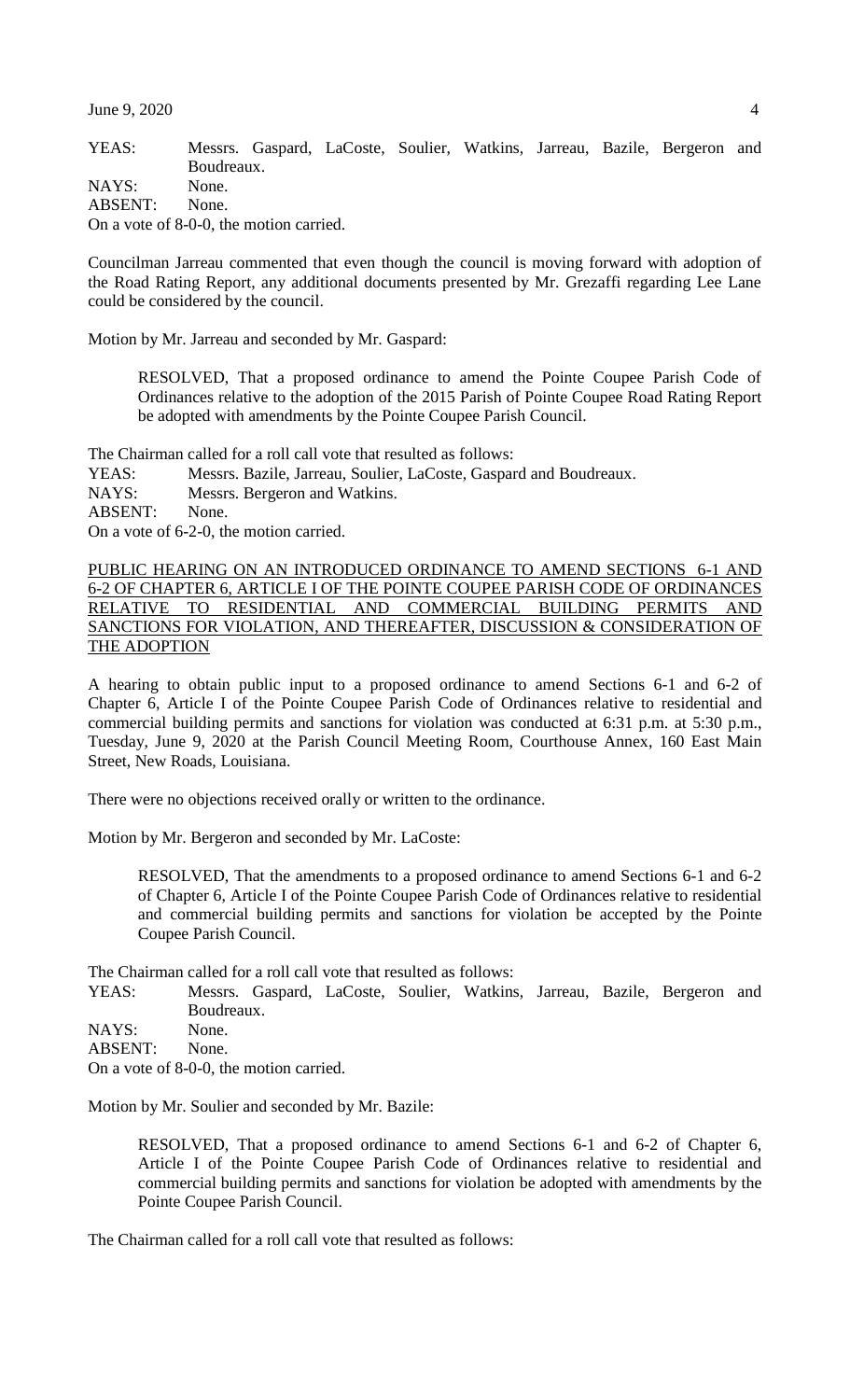YEAS: Messrs. Gaspard, LaCoste, Soulier, Watkins, Jarreau, Bazile, Bergeron and Boudreaux.
NAYS: None.
ABSENT: None.
On a vote of 8-0-0, the motion carried.

Councilman Jarreau commented that even though the council is moving forward with adoption of the Road Rating Report, any additional documents presented by Mr. Grezaffi regarding Lee Lane could be considered by the council.

Motion by Mr. Jarreau and seconded by Mr. Gaspard:

> RESOLVED, That a proposed ordinance to amend the Pointe Coupee Parish Code of Ordinances relative to the adoption of the 2015 Parish of Pointe Coupee Road Rating Report be adopted with amendments by the Pointe Coupee Parish Council.

The Chairman called for a roll call vote that resulted as follows:
YEAS: Messrs. Bazile, Jarreau, Soulier, LaCoste, Gaspard and Boudreaux.
NAYS: Messrs. Bergeron and Watkins.
ABSENT: None.
On a vote of 6-2-0, the motion carried.

PUBLIC HEARING ON AN INTRODUCED ORDINANCE TO AMEND SECTIONS 6-1 AND 6-2 OF CHAPTER 6, ARTICLE I OF THE POINTE COUPEE PARISH CODE OF ORDINANCES RELATIVE TO RESIDENTIAL AND COMMERCIAL BUILDING PERMITS AND SANCTIONS FOR VIOLATION, AND THEREAFTER, DISCUSSION & CONSIDERATION OF THE ADOPTION

A hearing to obtain public input to a proposed ordinance to amend Sections 6-1 and 6-2 of Chapter 6, Article I of the Pointe Coupee Parish Code of Ordinances relative to residential and commercial building permits and sanctions for violation was conducted at 6:31 p.m. at 5:30 p.m., Tuesday, June 9, 2020 at the Parish Council Meeting Room, Courthouse Annex, 160 East Main Street, New Roads, Louisiana.

There were no objections received orally or written to the ordinance.

Motion by Mr. Bergeron and seconded by Mr. LaCoste:

> RESOLVED, That the amendments to a proposed ordinance to amend Sections 6-1 and 6-2 of Chapter 6, Article I of the Pointe Coupee Parish Code of Ordinances relative to residential and commercial building permits and sanctions for violation be accepted by the Pointe Coupee Parish Council.

The Chairman called for a roll call vote that resulted as follows:
YEAS: Messrs. Gaspard, LaCoste, Soulier, Watkins, Jarreau, Bazile, Bergeron and Boudreaux.
NAYS: None.
ABSENT: None.
On a vote of 8-0-0, the motion carried.

Motion by Mr. Soulier and seconded by Mr. Bazile:

> RESOLVED, That a proposed ordinance to amend Sections 6-1 and 6-2 of Chapter 6, Article I of the Pointe Coupee Parish Code of Ordinances relative to residential and commercial building permits and sanctions for violation be adopted with amendments by the Pointe Coupee Parish Council.

The Chairman called for a roll call vote that resulted as follows: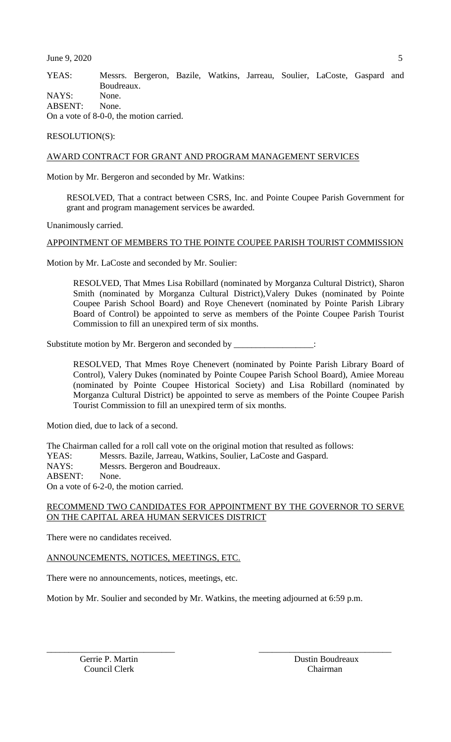YEAS: Messrs. Bergeron, Bazile, Watkins, Jarreau, Soulier, LaCoste, Gaspard and Boudreaux.
NAYS: None.
ABSENT: None.
On a vote of 8-0-0, the motion carried.

RESOLUTION(S):

AWARD CONTRACT FOR GRANT AND PROGRAM MANAGEMENT SERVICES

Motion by Mr. Bergeron and seconded by Mr. Watkins:

> RESOLVED, That a contract between CSRS, Inc. and Pointe Coupee Parish Government for grant and program management services be awarded.

Unanimously carried.

APPOINTMENT OF MEMBERS TO THE POINTE COUPEE PARISH TOURIST COMMISSION

Motion by Mr. LaCoste and seconded by Mr. Soulier:

> RESOLVED, That Mmes Lisa Robillard (nominated by Morganza Cultural District), Sharon Smith (nominated by Morganza Cultural District),Valery Dukes (nominated by Pointe Coupee Parish School Board) and Roye Chenevert (nominated by Pointe Parish Library Board of Control) be appointed to serve as members of the Pointe Coupee Parish Tourist Commission to fill an unexpired term of six months.

Substitute motion by Mr. Bergeron and seconded by ___________________:

> RESOLVED, That Mmes Roye Chenevert (nominated by Pointe Parish Library Board of Control), Valery Dukes (nominated by Pointe Coupee Parish School Board), Amiee Moreau (nominated by Pointe Coupee Historical Society) and Lisa Robillard (nominated by Morganza Cultural District) be appointed to serve as members of the Pointe Coupee Parish Tourist Commission to fill an unexpired term of six months.

Motion died, due to lack of a second.

The Chairman called for a roll call vote on the original motion that resulted as follows:
YEAS: Messrs. Bazile, Jarreau, Watkins, Soulier, LaCoste and Gaspard.
NAYS: Messrs. Bergeron and Boudreaux.
ABSENT: None.
On a vote of 6-2-0, the motion carried.

RECOMMEND TWO CANDIDATES FOR APPOINTMENT BY THE GOVERNOR TO SERVE ON THE CAPITAL AREA HUMAN SERVICES DISTRICT

There were no candidates received.

ANNOUNCEMENTS, NOTICES, MEETINGS, ETC.

There were no announcements, notices, meetings, etc.

Motion by Mr. Soulier and seconded by Mr. Watkins, the meeting adjourned at 6:59 p.m.

_____________________________ _____________________________

Gerrie P. Martin
Council Clerk

Dustin Boudreaux
Chairman